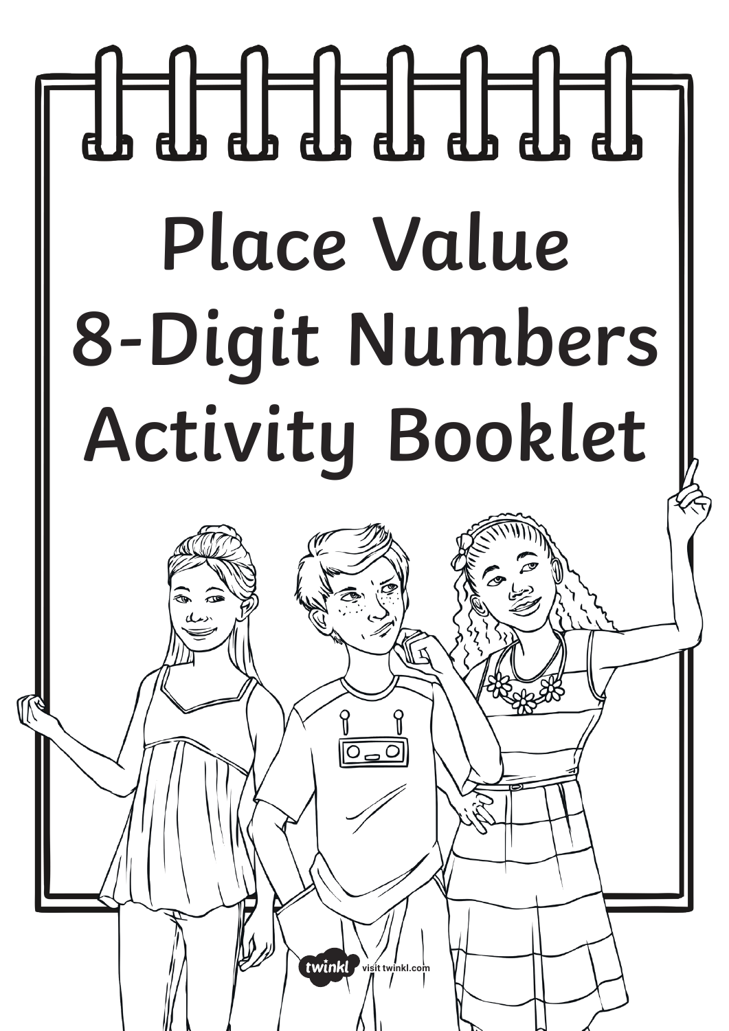# Place Value 8-Digit Numbers Activity Booklet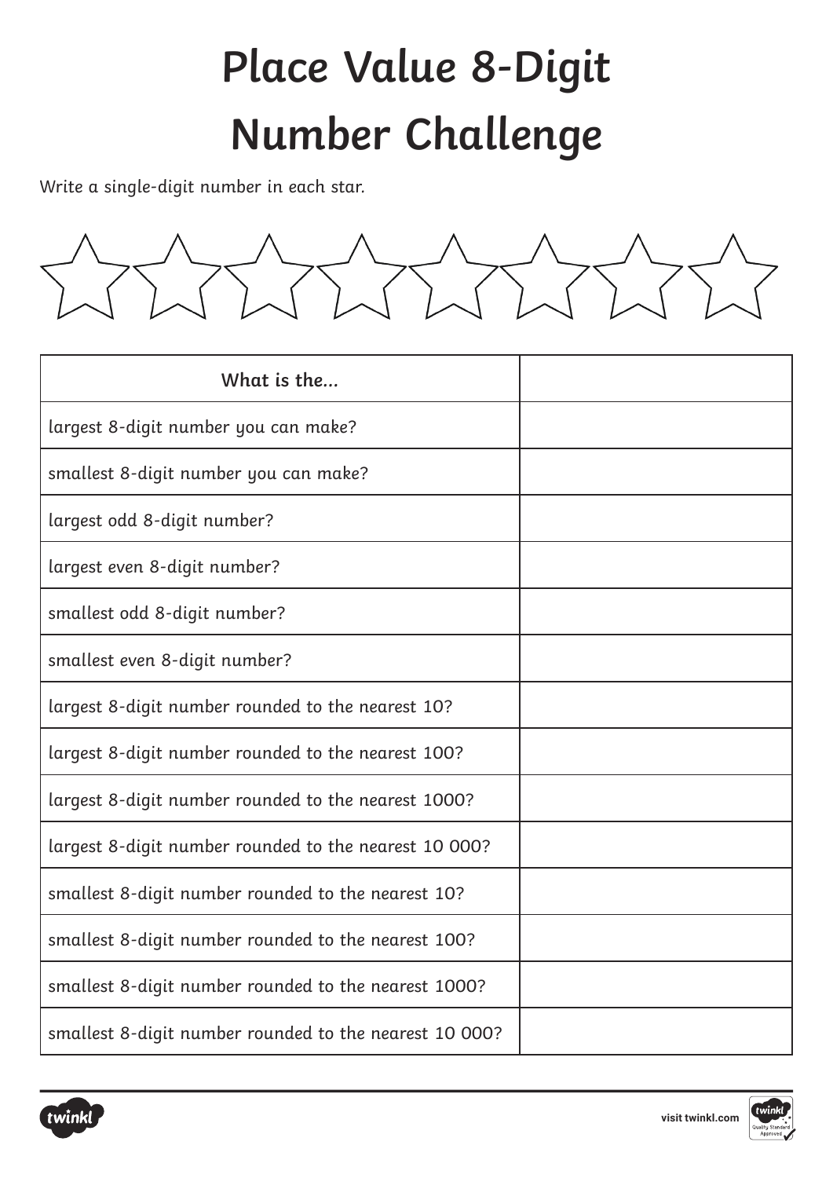# Place Value 8-Digit Number Challenge

Write a single-digit number in each star.

☆☆☆☆☆☆☆☆

| What is the... | |
|---|---|
| largest 8-digit number you can make? | |
| smallest 8-digit number you can make? | |
| largest odd 8-digit number? | |
| largest even 8-digit number? | |
| smallest odd 8-digit number? | |
| smallest even 8-digit number? | |
| largest 8-digit number rounded to the nearest 10? | |
| largest 8-digit number rounded to the nearest 100? | |
| largest 8-digit number rounded to the nearest 1000? | |
| largest 8-digit number rounded to the nearest 10 000? | |
| smallest 8-digit number rounded to the nearest 10? | |
| smallest 8-digit number rounded to the nearest 100? | |
| smallest 8-digit number rounded to the nearest 1000? | |
| smallest 8-digit number rounded to the nearest 10 000? | |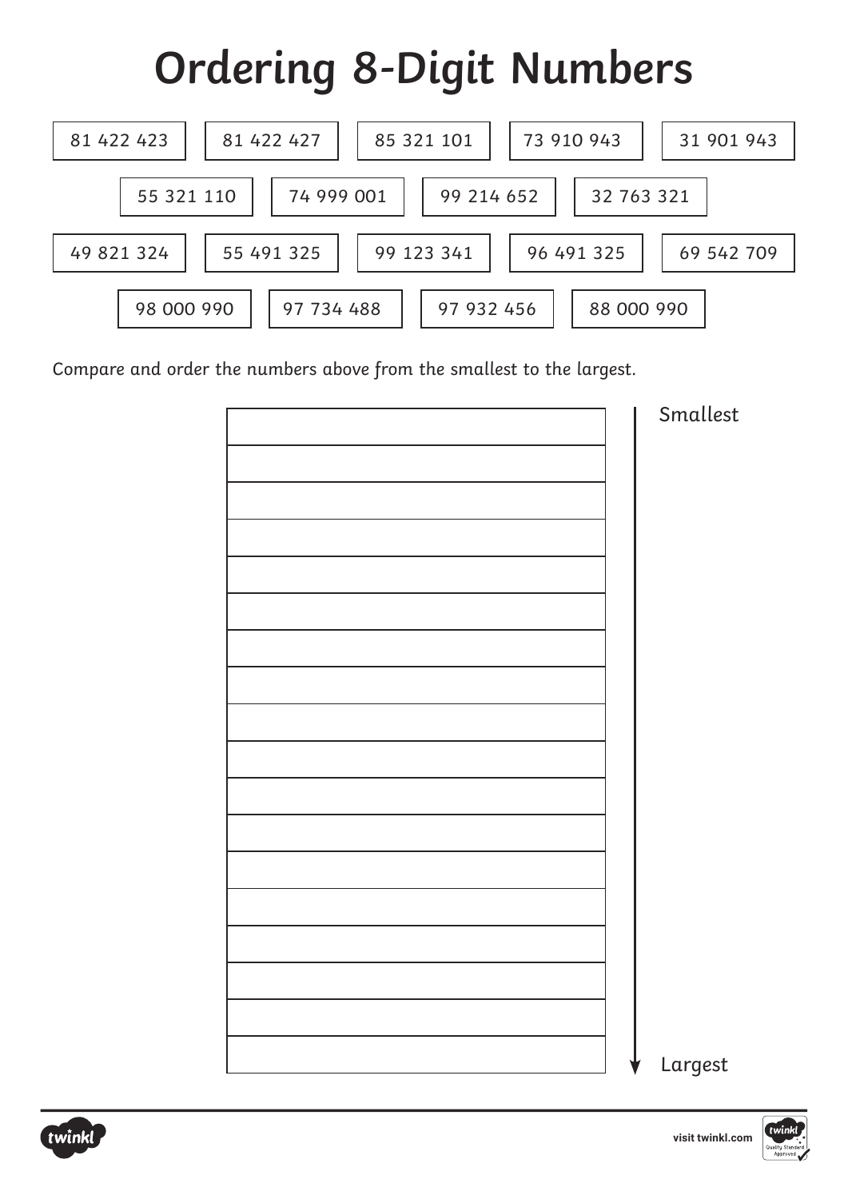# Ordering 8-Digit Numbers

| | | | | |
|---|---|---|---|---|
| 81 422 423 | 81 422 427 | 85 321 101 | 73 910 943 | 31 901 943 |
| 55 321 110 | 74 999 001 | 99 214 652 | 32 763 321 | |
| 49 821 324 | 55 491 325 | 99 123 341 | 96 491 325 | 69 542 709 |
| 98 000 990 | 97 734 488 | 97 932 456 | 88 000 990 | |

*Compare and order the numbers above from the smallest to the largest.*

| | |
|---|---|
| | Smallest |
| | |
| | |
| | |
| | |
| | |
| | |
| | |
| | |
| | |
| | |
| | |
| | |
| | |
| | |
| | |
| | |
| | Largest |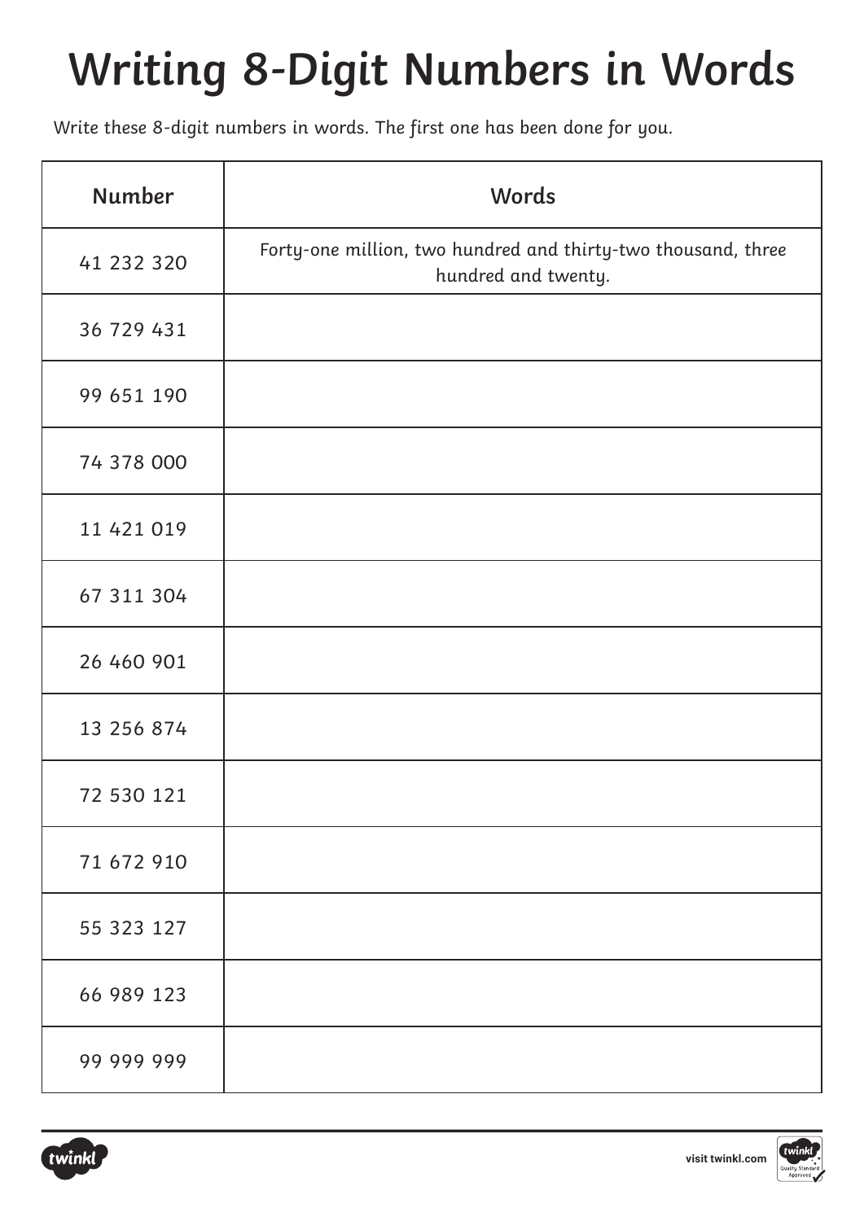# Writing 8-Digit Numbers in Words

Write these 8-digit numbers in words. The first one has been done for you.

| Number | Words |
| --- | --- |
| 41 232 320 | Forty-one million, two hundred and thirty-two thousand, three hundred and twenty. |
| 36 729 431 | |
| 99 651 190 | |
| 74 378 000 | |
| 11 421 019 | |
| 67 311 304 | |
| 26 460 901 | |
| 13 256 874 | |
| 72 530 121 | |
| 71 672 910 | |
| 55 323 127 | |
| 66 989 123 | |
| 99 999 999 | |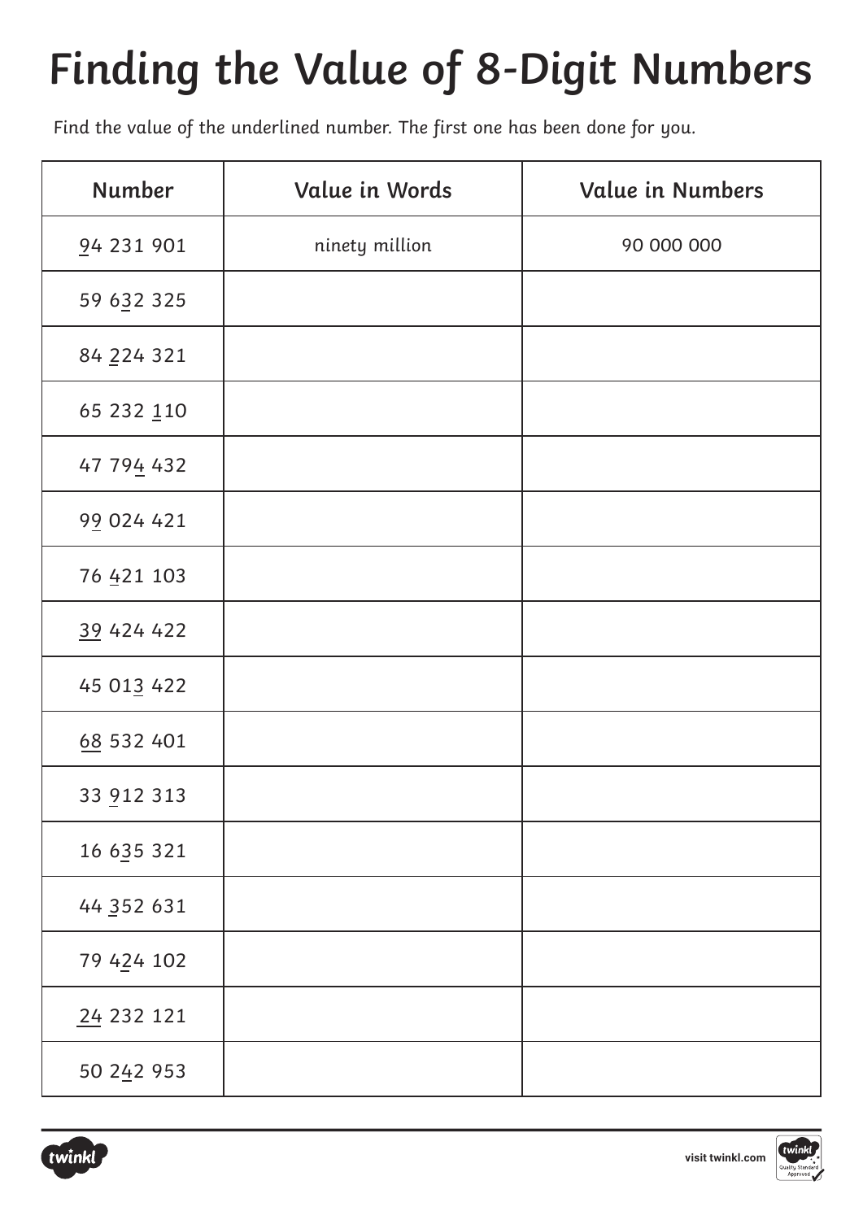# Finding the Value of 8-Digit Numbers

Find the value of the underlined number. The first one has been done for you.

| Number | Value in Words | Value in Numbers |
|---|---|---|
| <u>9</u>4 231 901 | *ninety million* | 90 000 000 |
| 59 6<u>3</u>2 325 | | |
| 84 <u>2</u>24 321 | | |
| 65 232 <u>1</u>10 | | |
| 47 79<u>4</u> 432 | | |
| 9<u>9</u> 024 421 | | |
| 76 <u>4</u>21 103 | | |
| <u>39</u> 424 422 | | |
| 45 01<u>3</u> 422 | | |
| <u>68</u> 532 401 | | |
| 33 <u>9</u>12 313 | | |
| 16 6<u>3</u>5 321 | | |
| 44 <u>3</u>52 631 | | |
| 79 4<u>2</u>4 102 | | |
| <u>24</u> 232 121 | | |
| 50 2<u>4</u>2 953 | | |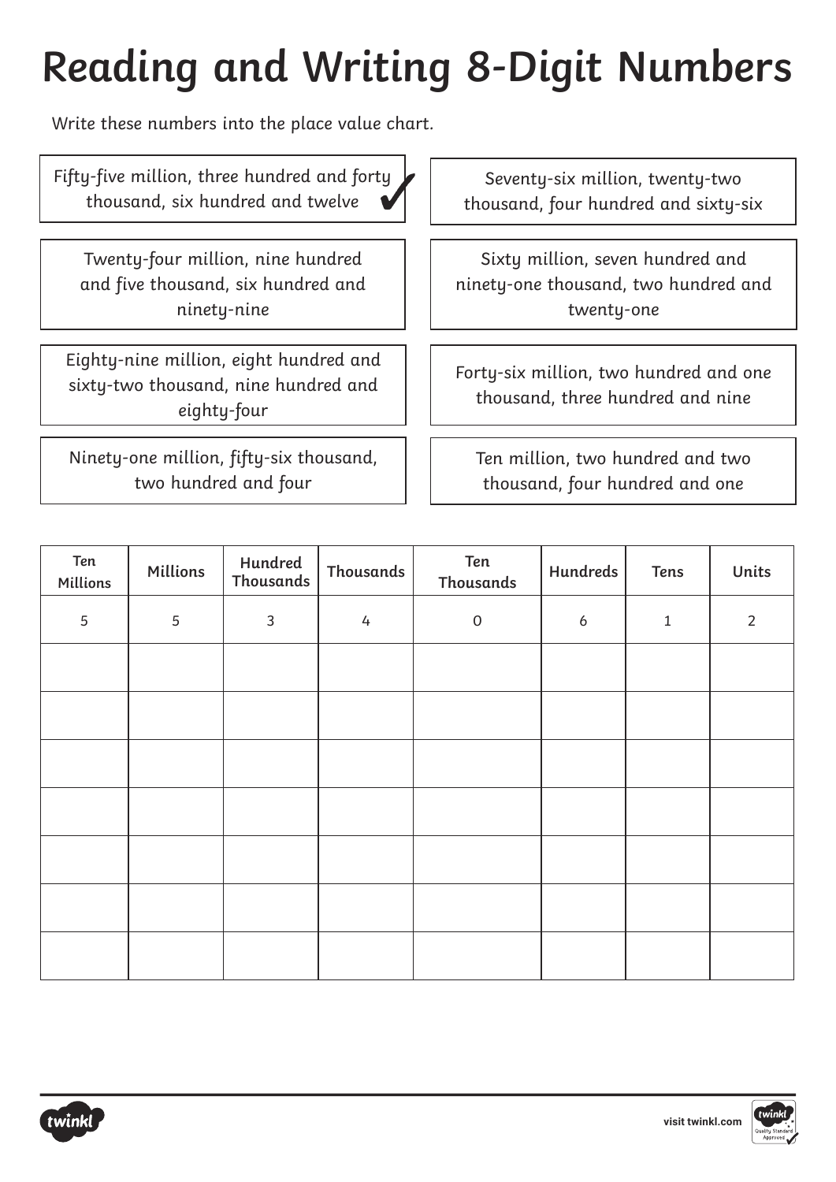# Reading and Writing 8-Digit Numbers

Write these numbers into the place value chart.

- Fifty-five million, three hundred and forty thousand, six hundred and twelve ✓
- Seventy-six million, twenty-two thousand, four hundred and sixty-six
- Twenty-four million, nine hundred and five thousand, six hundred and ninety-nine
- Sixty million, seven hundred and ninety-one thousand, two hundred and twenty-one
- Eighty-nine million, eight hundred and sixty-two thousand, nine hundred and eighty-four
- Forty-six million, two hundred and one thousand, three hundred and nine
- Ninety-one million, fifty-six thousand, two hundred and four
- Ten million, two hundred and two thousand, four hundred and one

| Ten Millions | Millions | Hundred Thousands | Thousands | Ten Thousands | Hundreds | Tens | Units |
|---|---|---|---|---|---|---|---|
| 5 | 5 | 3 | 4 | 0 | 6 | 1 | 2 |
| | | | | | | | |
| | | | | | | | |
| | | | | | | | |
| | | | | | | | |
| | | | | | | | |
| | | | | | | | |
| | | | | | | | |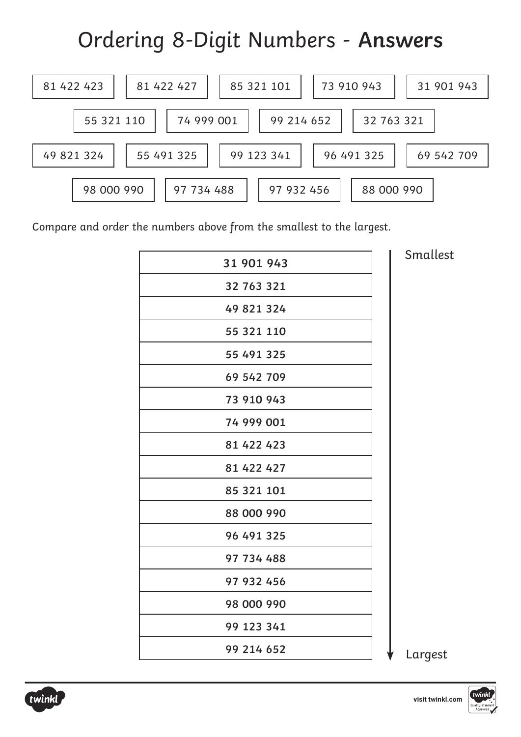# Ordering 8-Digit Numbers - **Answers**

| | | | | |
|---|---|---|---|---|
| 81 422 423 | 81 422 427 | 85 321 101 | 73 910 943 | 31 901 943 |
| 55 321 110 | 74 999 001 | 99 214 652 | 32 763 321 | |
| 49 821 324 | 55 491 325 | 99 123 341 | 96 491 325 | 69 542 709 |
| 98 000 990 | 97 734 488 | 97 932 456 | 88 000 990 | |

*Compare and order the numbers above from the smallest to the largest.*

| Answer | |
|---|---|
| 31 901 943 | *Smallest* |
| 32 763 321 | |
| 49 821 324 | |
| 55 321 110 | |
| 55 491 325 | |
| 69 542 709 | |
| 73 910 943 | |
| 74 999 001 | |
| 81 422 423 | |
| 81 422 427 | |
| 85 321 101 | |
| 88 000 990 | |
| 96 491 325 | |
| 97 734 488 | |
| 97 932 456 | |
| 98 000 990 | |
| 99 123 341 | |
| 99 214 652 | *Largest* |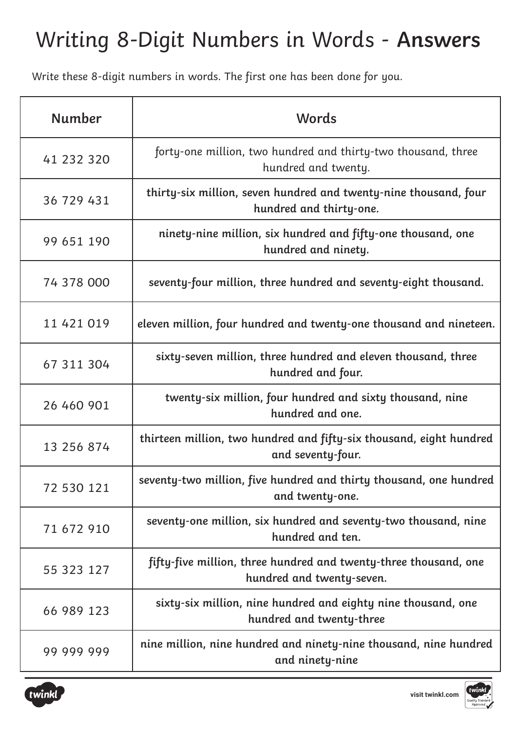# Writing 8-Digit Numbers in Words - **Answers**

Write these 8-digit numbers in words. The first one has been done for you.

| Number | Words |
| --- | --- |
| 41 232 320 | *forty-one million, two hundred and thirty-two thousand, three hundred and twenty.* |
| 36 729 431 | **thirty-six million, seven hundred and twenty-nine thousand, four hundred and thirty-one.** |
| 99 651 190 | **ninety-nine million, six hundred and fifty-one thousand, one hundred and ninety.** |
| 74 378 000 | **seventy-four million, three hundred and seventy-eight thousand.** |
| 11 421 019 | **eleven million, four hundred and twenty-one thousand and nineteen.** |
| 67 311 304 | **sixty-seven million, three hundred and eleven thousand, three hundred and four.** |
| 26 460 901 | **twenty-six million, four hundred and sixty thousand, nine hundred and one.** |
| 13 256 874 | **thirteen million, two hundred and fifty-six thousand, eight hundred and seventy-four.** |
| 72 530 121 | **seventy-two million, five hundred and thirty thousand, one hundred and twenty-one.** |
| 71 672 910 | **seventy-one million, six hundred and seventy-two thousand, nine hundred and ten.** |
| 55 323 127 | **fifty-five million, three hundred and twenty-three thousand, one hundred and twenty-seven.** |
| 66 989 123 | **sixty-six million, nine hundred and eighty nine thousand, one hundred and twenty-three** |
| 99 999 999 | **nine million, nine hundred and ninety-nine thousand, nine hundred and ninety-nine** |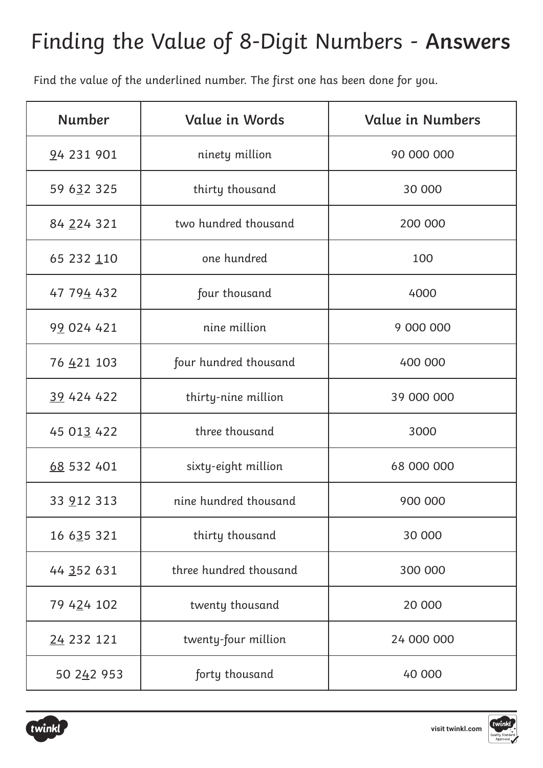# Finding the Value of 8-Digit Numbers - **Answers**

Find the value of the underlined number. The first one has been done for you.

| Number | Value in Words | Value in Numbers |
|---|---|---|
| <u>9</u>4 231 901 | ninety million | 90 000 000 |
| 59 6<u>3</u>2 325 | thirty thousand | 30 000 |
| 84 <u>2</u>24 321 | two hundred thousand | 200 000 |
| 65 232 <u>1</u>10 | one hundred | 100 |
| 47 79<u>4</u> 432 | four thousand | 4000 |
| 9<u>9</u> 024 421 | nine million | 9 000 000 |
| 76 <u>4</u>21 103 | four hundred thousand | 400 000 |
| <u>39</u> 424 422 | thirty-nine million | 39 000 000 |
| 45 01<u>3</u> 422 | three thousand | 3000 |
| <u>68</u> 532 401 | sixty-eight million | 68 000 000 |
| 33 <u>9</u>12 313 | nine hundred thousand | 900 000 |
| 16 6<u>3</u>5 321 | thirty thousand | 30 000 |
| 44 <u>3</u>52 631 | three hundred thousand | 300 000 |
| 79 4<u>2</u>4 102 | twenty thousand | 20 000 |
| <u>24</u> 232 121 | twenty-four million | 24 000 000 |
| 50 2<u>4</u>2 953 | forty thousand | 40 000 |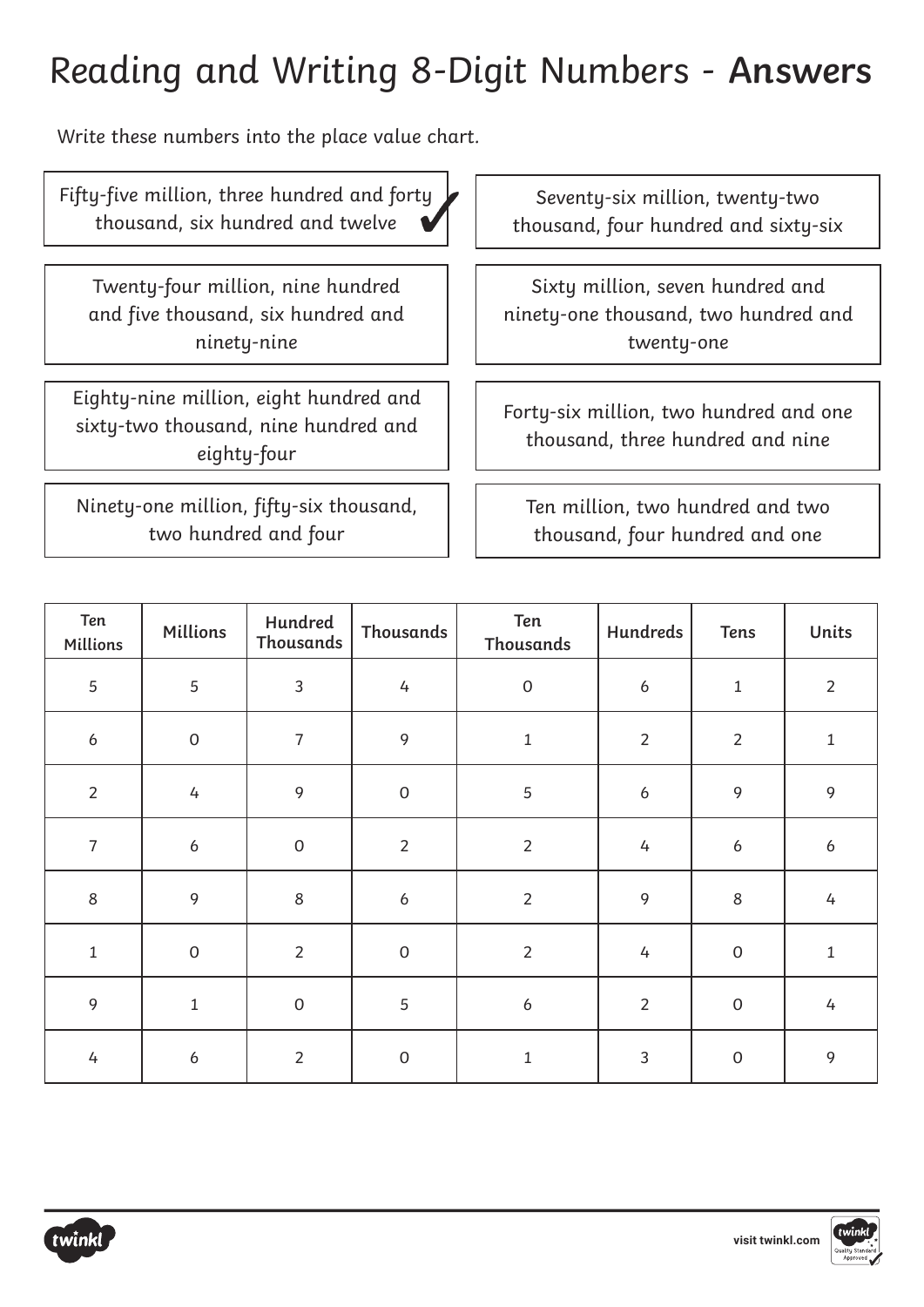# Reading and Writing 8-Digit Numbers - **Answers**

Write these numbers into the place value chart.

Fifty-five million, three hundred and forty thousand, six hundred and twelve ✓

Seventy-six million, twenty-two thousand, four hundred and sixty-six

Twenty-four million, nine hundred and five thousand, six hundred and ninety-nine

Sixty million, seven hundred and ninety-one thousand, two hundred and twenty-one

Eighty-nine million, eight hundred and sixty-two thousand, nine hundred and eighty-four

Forty-six million, two hundred and one thousand, three hundred and nine

Ninety-one million, fifty-six thousand, two hundred and four

Ten million, two hundred and two thousand, four hundred and one

| Ten Millions | Millions | Hundred Thousands | Thousands | Ten Thousands | Hundreds | Tens | Units |
|---|---|---|---|---|---|---|---|
| 5 | 5 | 3 | 4 | 0 | 6 | 1 | 2 |
| 6 | 0 | 7 | 9 | 1 | 2 | 2 | 1 |
| 2 | 4 | 9 | 0 | 5 | 6 | 9 | 9 |
| 7 | 6 | 0 | 2 | 2 | 4 | 6 | 6 |
| 8 | 9 | 8 | 6 | 2 | 9 | 8 | 4 |
| 1 | 0 | 2 | 0 | 2 | 4 | 0 | 1 |
| 9 | 1 | 0 | 5 | 6 | 2 | 0 | 4 |
| 4 | 6 | 2 | 0 | 1 | 3 | 0 | 9 |